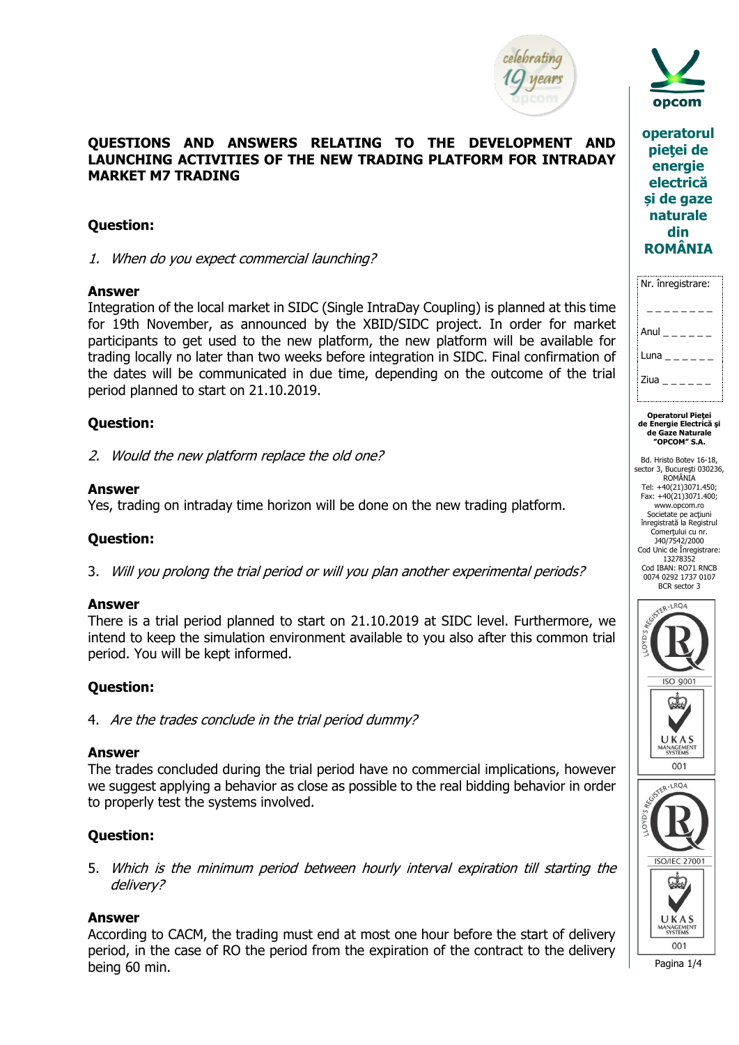# QUESTIONS AND ANSWERS RELATING TO THE DEVELOPMENT AND LAUNCHING ACTIVITIES OF THE NEW TRADING PLATFORM FOR INTRADAY MARKET M7 TRADING

**Question:**

1. *When do you expect commercial launching?*

**Answer**

Integration of the local market in SIDC (Single IntraDay Coupling) is planned at this time for 19th November, as announced by the XBID/SIDC project. In order for market participants to get used to the new platform, the new platform will be available for trading locally no later than two weeks before integration in SIDC. Final confirmation of the dates will be communicated in due time, depending on the outcome of the trial period planned to start on 21.10.2019.

**Question:**

2. *Would the new platform replace the old one?*

**Answer**

Yes, trading on intraday time horizon will be done on the new trading platform.

**Question:**

3. *Will you prolong the trial period or will you plan another experimental periods?*

**Answer**

There is a trial period planned to start on 21.10.2019 at SIDC level. Furthermore, we intend to keep the simulation environment available to you also after this common trial period. You will be kept informed.

**Question:**

4. *Are the trades conclude in the trial period dummy?*

**Answer**

The trades concluded during the trial period have no commercial implications, however we suggest applying a behavior as close as possible to the real bidding behavior in order to properly test the systems involved.

**Question:**

5. *Which is the minimum period between hourly interval expiration till starting the delivery?*

**Answer**

According to CACM, the trading must end at most one hour before the start of delivery period, in the case of RO the period from the expiration of the contract to the delivery being 60 min.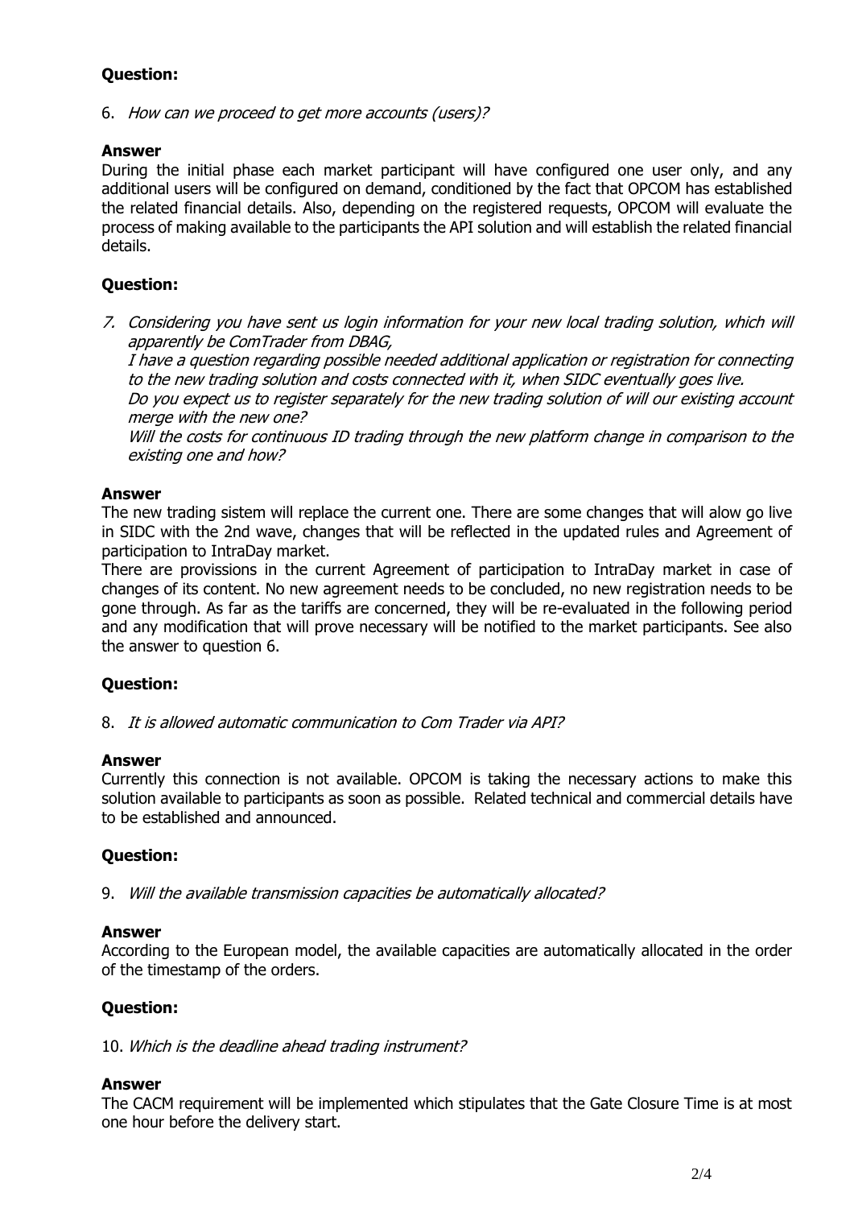**Question:**

6. *How can we proceed to get more accounts (users)?*

**Answer**

During the initial phase each market participant will have configured one user only, and any additional users will be configured on demand, conditioned by the fact that OPCOM has established the related financial details. Also, depending on the registered requests, OPCOM will evaluate the process of making available to the participants the API solution and will establish the related financial details.

**Question:**

7. *Considering you have sent us login information for your new local trading solution, which will apparently be ComTrader from DBAG,*
   *I have a question regarding possible needed additional application or registration for connecting to the new trading solution and costs connected with it, when SIDC eventually goes live.*
   *Do you expect us to register separately for the new trading solution of will our existing account merge with the new one?*
   *Will the costs for continuous ID trading through the new platform change in comparison to the existing one and how?*

**Answer**

The new trading sistem will replace the current one. There are some changes that will alow go live in SIDC with the 2nd wave, changes that will be reflected in the updated rules and Agreement of participation to IntraDay market.

There are provissions in the current Agreement of participation to IntraDay market in case of changes of its content. No new agreement needs to be concluded, no new registration needs to be gone through. As far as the tariffs are concerned, they will be re-evaluated in the following period and any modification that will prove necessary will be notified to the market participants. See also the answer to question 6.

**Question:**

8. *It is allowed automatic communication to Com Trader via API?*

**Answer**

Currently this connection is not available. OPCOM is taking the necessary actions to make this solution available to participants as soon as possible. Related technical and commercial details have to be established and announced.

**Question:**

9. *Will the available transmission capacities be automatically allocated?*

**Answer**

According to the European model, the available capacities are automatically allocated in the order of the timestamp of the orders.

**Question:**

10. *Which is the deadline ahead trading instrument?*

**Answer**

The CACM requirement will be implemented which stipulates that the Gate Closure Time is at most one hour before the delivery start.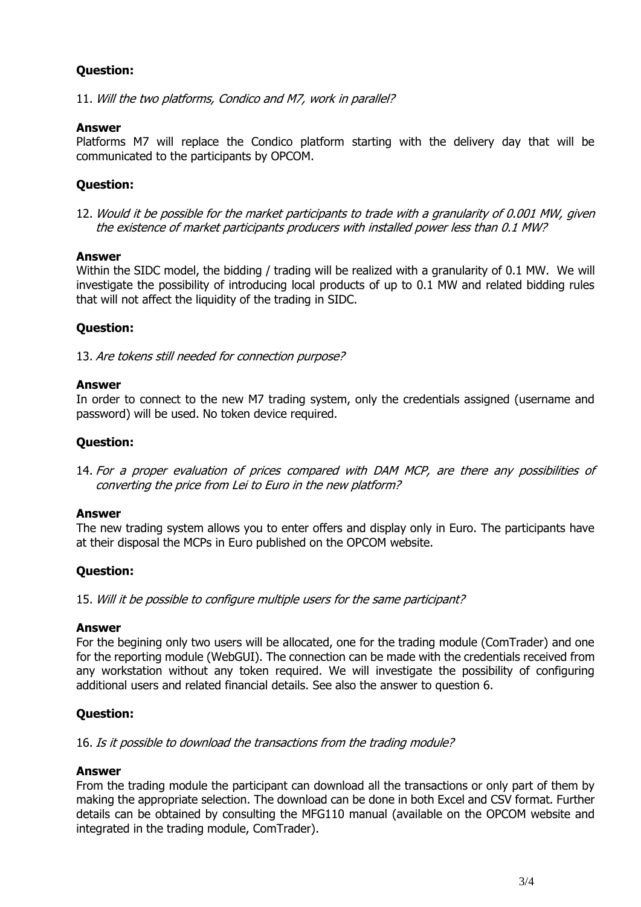**Question:**

11. *Will the two platforms, Condico and M7, work in parallel?*

**Answer**

Platforms M7 will replace the Condico platform starting with the delivery day that will be communicated to the participants by OPCOM.

**Question:**

12. *Would it be possible for the market participants to trade with a granularity of 0.001 MW, given the existence of market participants producers with installed power less than 0.1 MW?*

**Answer**

Within the SIDC model, the bidding / trading will be realized with a granularity of 0.1 MW. We will investigate the possibility of introducing local products of up to 0.1 MW and related bidding rules that will not affect the liquidity of the trading in SIDC.

**Question:**

13. *Are tokens still needed for connection purpose?*

**Answer**

In order to connect to the new M7 trading system, only the credentials assigned (username and password) will be used. No token device required.

**Question:**

14. *For a proper evaluation of prices compared with DAM MCP, are there any possibilities of converting the price from Lei to Euro in the new platform?*

**Answer**

The new trading system allows you to enter offers and display only in Euro. The participants have at their disposal the MCPs in Euro published on the OPCOM website.

**Question:**

15. *Will it be possible to configure multiple users for the same participant?*

**Answer**

For the begining only two users will be allocated, one for the trading module (ComTrader) and one for the reporting module (WebGUI). The connection can be made with the credentials received from any workstation without any token required. We will investigate the possibility of configuring additional users and related financial details. See also the answer to question 6.

**Question:**

16. *Is it possible to download the transactions from the trading module?*

**Answer**

From the trading module the participant can download all the transactions or only part of them by making the appropriate selection. The download can be done in both Excel and CSV format. Further details can be obtained by consulting the MFG110 manual (available on the OPCOM website and integrated in the trading module, ComTrader).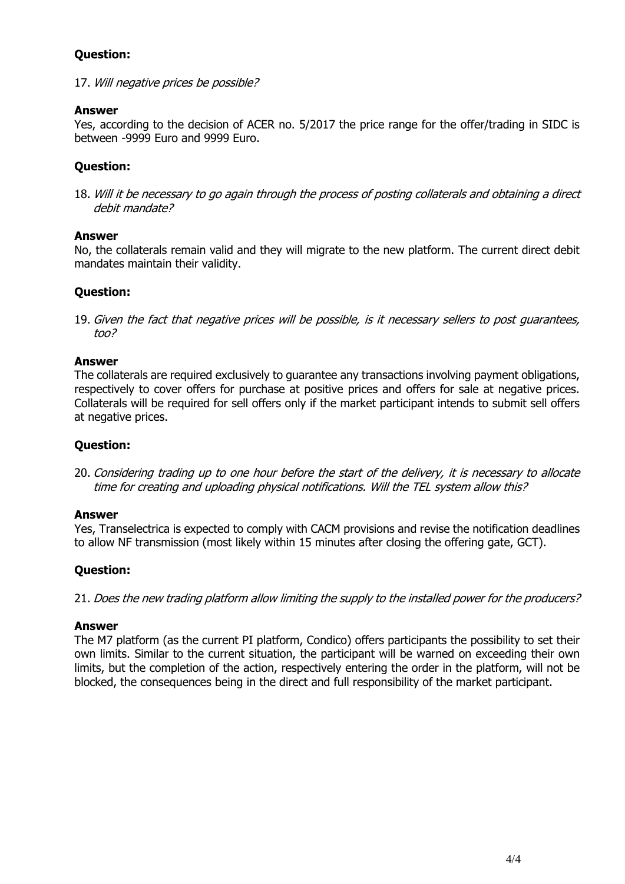**Question:**

17. *Will negative prices be possible?*

**Answer**

Yes, according to the decision of ACER no. 5/2017 the price range for the offer/trading in SIDC is between -9999 Euro and 9999 Euro.

**Question:**

18. *Will it be necessary to go again through the process of posting collaterals and obtaining a direct debit mandate?*

**Answer**

No, the collaterals remain valid and they will migrate to the new platform. The current direct debit mandates maintain their validity.

**Question:**

19. *Given the fact that negative prices will be possible, is it necessary sellers to post guarantees, too?*

**Answer**

The collaterals are required exclusively to guarantee any transactions involving payment obligations, respectively to cover offers for purchase at positive prices and offers for sale at negative prices. Collaterals will be required for sell offers only if the market participant intends to submit sell offers at negative prices.

**Question:**

20. *Considering trading up to one hour before the start of the delivery, it is necessary to allocate time for creating and uploading physical notifications. Will the TEL system allow this?*

**Answer**

Yes, Transelectrica is expected to comply with CACM provisions and revise the notification deadlines to allow NF transmission (most likely within 15 minutes after closing the offering gate, GCT).

**Question:**

21. *Does the new trading platform allow limiting the supply to the installed power for the producers?*

**Answer**

The M7 platform (as the current PI platform, Condico) offers participants the possibility to set their own limits. Similar to the current situation, the participant will be warned on exceeding their own limits, but the completion of the action, respectively entering the order in the platform, will not be blocked, the consequences being in the direct and full responsibility of the market participant.